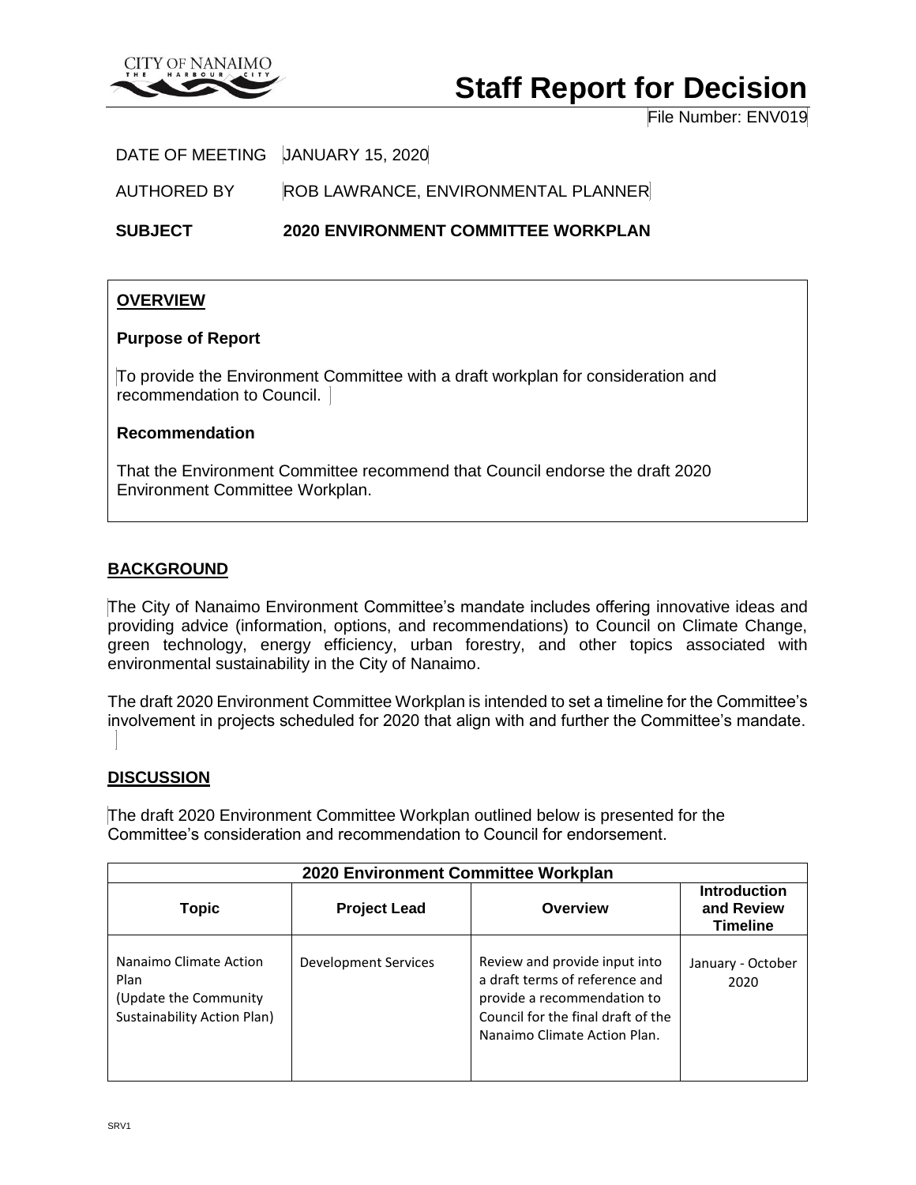# Staff Report for Decision

File Number: ENV019

DATE OF MEETING JANUARY 15, 2020

AUTHORED BY ROB LAWRANCE, ENVIRONMENTAL PLANNER

**SUBJECT 2020 ENVIRONMENT COMMITTEE WORKPLAN**

## OVERVIEW

**Purpose of Report**

To provide the Environment Committee with a draft workplan for consideration and recommendation to Council.

**Recommendation**

That the Environment Committee recommend that Council endorse the draft 2020 Environment Committee Workplan.

## BACKGROUND

The City of Nanaimo Environment Committee's mandate includes offering innovative ideas and providing advice (information, options, and recommendations) to Council on Climate Change, green technology, energy efficiency, urban forestry, and other topics associated with environmental sustainability in the City of Nanaimo.

The draft 2020 Environment Committee Workplan is intended to set a timeline for the Committee's involvement in projects scheduled for 2020 that align with and further the Committee's mandate.

## DISCUSSION

The draft 2020 Environment Committee Workplan outlined below is presented for the Committee's consideration and recommendation to Council for endorsement.

| 2020 Environment Committee Workplan | | | |
|---|---|---|---|
| **Topic** | **Project Lead** | **Overview** | **Introduction and Review Timeline** |
| Nanaimo Climate Action Plan (Update the Community Sustainability Action Plan) | Development Services | Review and provide input into a draft terms of reference and provide a recommendation to Council for the final draft of the Nanaimo Climate Action Plan. | January - October 2020 |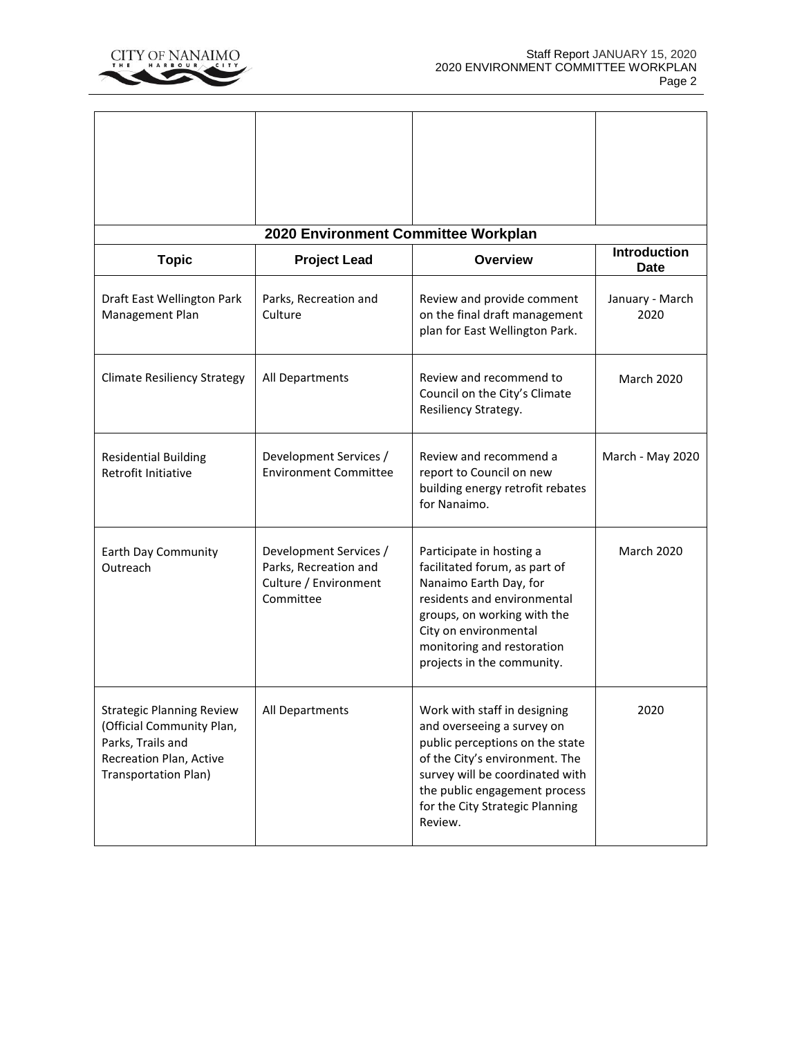| 2020 Environment Committee Workplan | | | |
|---|---|---|---|
| **Topic** | **Project Lead** | **Overview** | **Introduction Date** |
| Draft East Wellington Park Management Plan | Parks, Recreation and Culture | Review and provide comment on the final draft management plan for East Wellington Park. | January - March 2020 |
| Climate Resiliency Strategy | All Departments | Review and recommend to Council on the City's Climate Resiliency Strategy. | March 2020 |
| Residential Building Retrofit Initiative | Development Services / Environment Committee | Review and recommend a report to Council on new building energy retrofit rebates for Nanaimo. | March - May 2020 |
| Earth Day Community Outreach | Development Services / Parks, Recreation and Culture / Environment Committee | Participate in hosting a facilitated forum, as part of Nanaimo Earth Day, for residents and environmental groups, on working with the City on environmental monitoring and restoration projects in the community. | March 2020 |
| Strategic Planning Review (Official Community Plan, Parks, Trails and Recreation Plan, Active Transportation Plan) | All Departments | Work with staff in designing and overseeing a survey on public perceptions on the state of the City's environment. The survey will be coordinated with the public engagement process for the City Strategic Planning Review. | 2020 |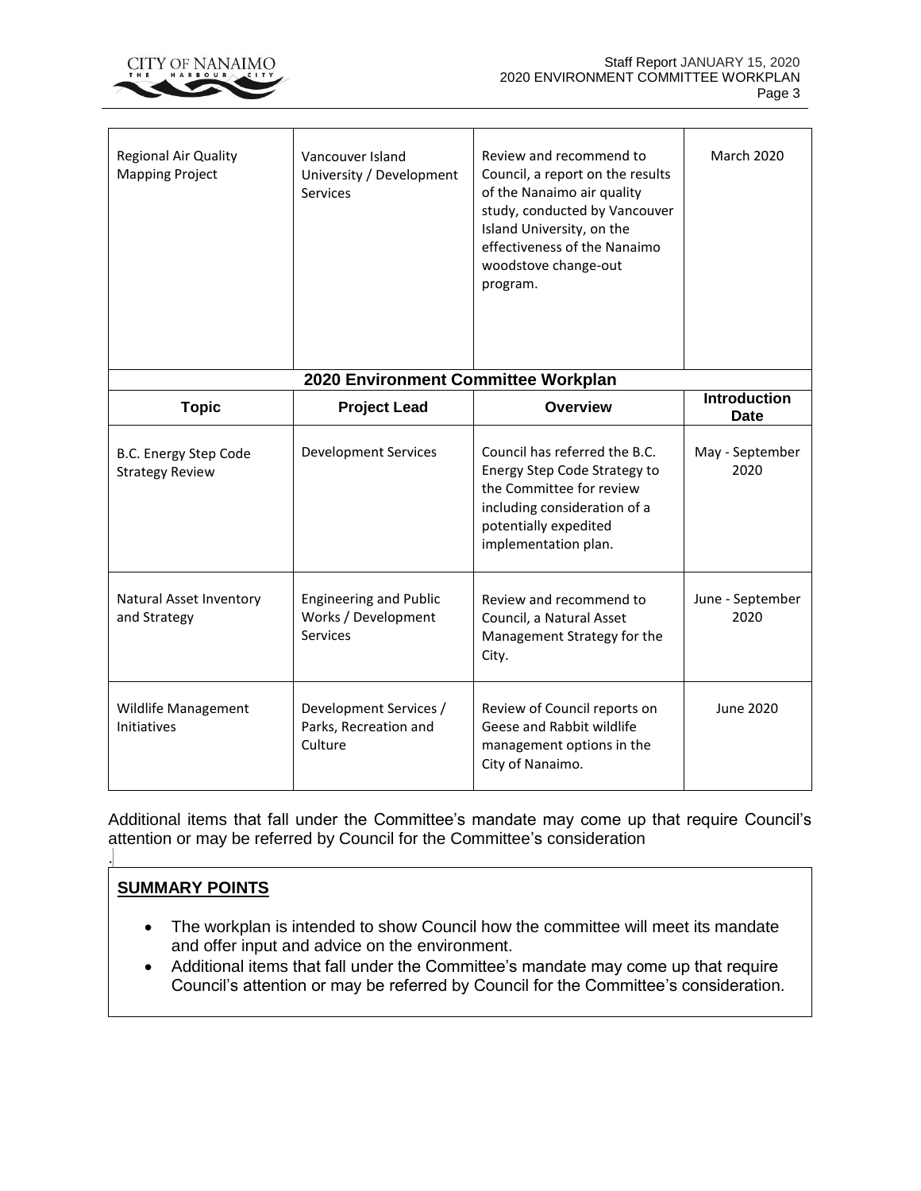| Regional Air Quality Mapping Project | Vancouver Island University / Development Services | Review and recommend to Council, a report on the results of the Nanaimo air quality study, conducted by Vancouver Island University, on the effectiveness of the Nanaimo woodstove change-out program. | March 2020 |
|---|---|---|---|

| 2020 Environment Committee Workplan | | | |
|---|---|---|---|
| **Topic** | **Project Lead** | **Overview** | **Introduction Date** |
| B.C. Energy Step Code Strategy Review | Development Services | Council has referred the B.C. Energy Step Code Strategy to the Committee for review including consideration of a potentially expedited implementation plan. | May - September 2020 |
| Natural Asset Inventory and Strategy | Engineering and Public Works / Development Services | Review and recommend to Council, a Natural Asset Management Strategy for the City. | June - September 2020 |
| Wildlife Management Initiatives | Development Services / Parks, Recreation and Culture | Review of Council reports on Geese and Rabbit wildlife management options in the City of Nanaimo. | June 2020 |

Additional items that fall under the Committee's mandate may come up that require Council's attention or may be referred by Council for the Committee's consideration

.

## SUMMARY POINTS

- The workplan is intended to show Council how the committee will meet its mandate and offer input and advice on the environment.
- Additional items that fall under the Committee's mandate may come up that require Council's attention or may be referred by Council for the Committee's consideration.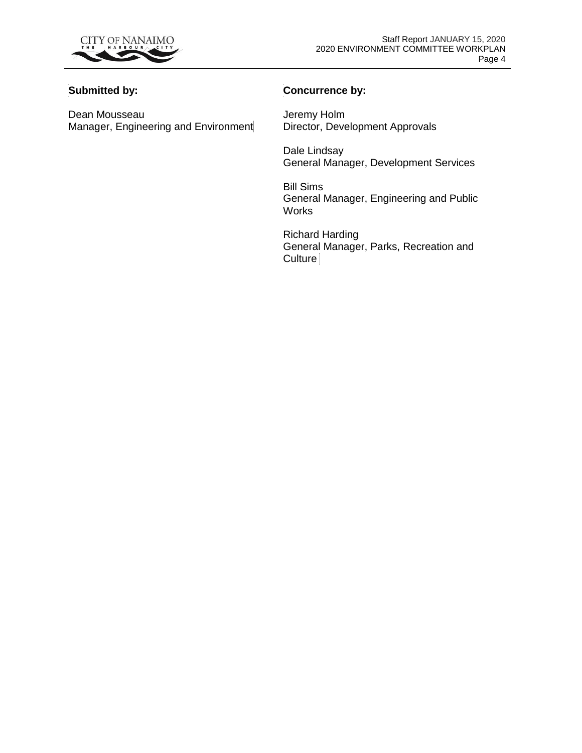**Submitted by:**

Dean Mousseau
Manager, Engineering and Environment

**Concurrence by:**

Jeremy Holm
Director, Development Approvals

Dale Lindsay
General Manager, Development Services

Bill Sims
General Manager, Engineering and Public Works

Richard Harding
General Manager, Parks, Recreation and Culture